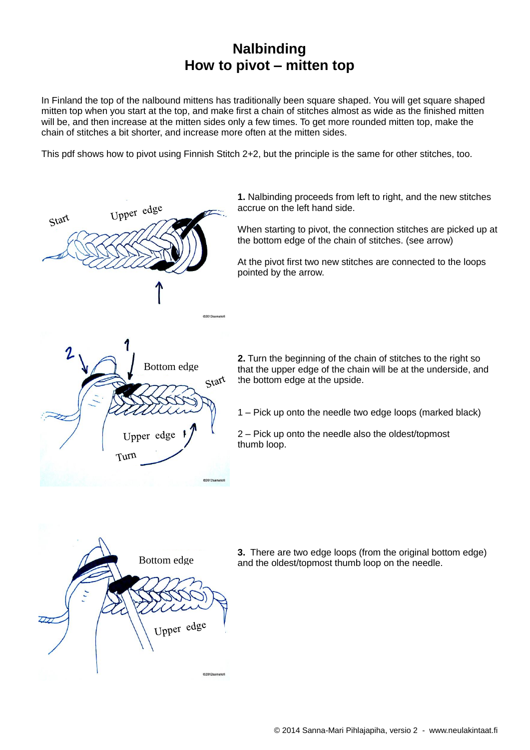# Nalbinding
# How to pivot – mitten top

In Finland the top of the nalbound mittens has traditionally been square shaped. You will get square shaped mitten top when you start at the top, and make first a chain of stitches almost as wide as the finished mitten will be, and then increase at the mitten sides only a few times. To get more rounded mitten top, make the chain of stitches a bit shorter, and increase more often at the mitten sides.

This pdf shows how to pivot using Finnish Stitch 2+2, but the principle is the same for other stitches, too.

**1.** Nalbinding proceeds from left to right, and the new stitches accrue on the left hand side.

When starting to pivot, the connection stitches are picked up at the bottom edge of the chain of stitches. (see arrow)

At the pivot first two new stitches are connected to the loops pointed by the arrow.

**2.** Turn the beginning of the chain of stitches to the right so that the upper edge of the chain will be at the underside, and the bottom edge at the upside.

1 – Pick up onto the needle two edge loops (marked black)

2 – Pick up onto the needle also the oldest/topmost thumb loop.

**3.** There are two edge loops (from the original bottom edge) and the oldest/topmost thumb loop on the needle.

© 2014 Sanna-Mari Pihlajapiha, versio 2 - www.neulakintaat.fi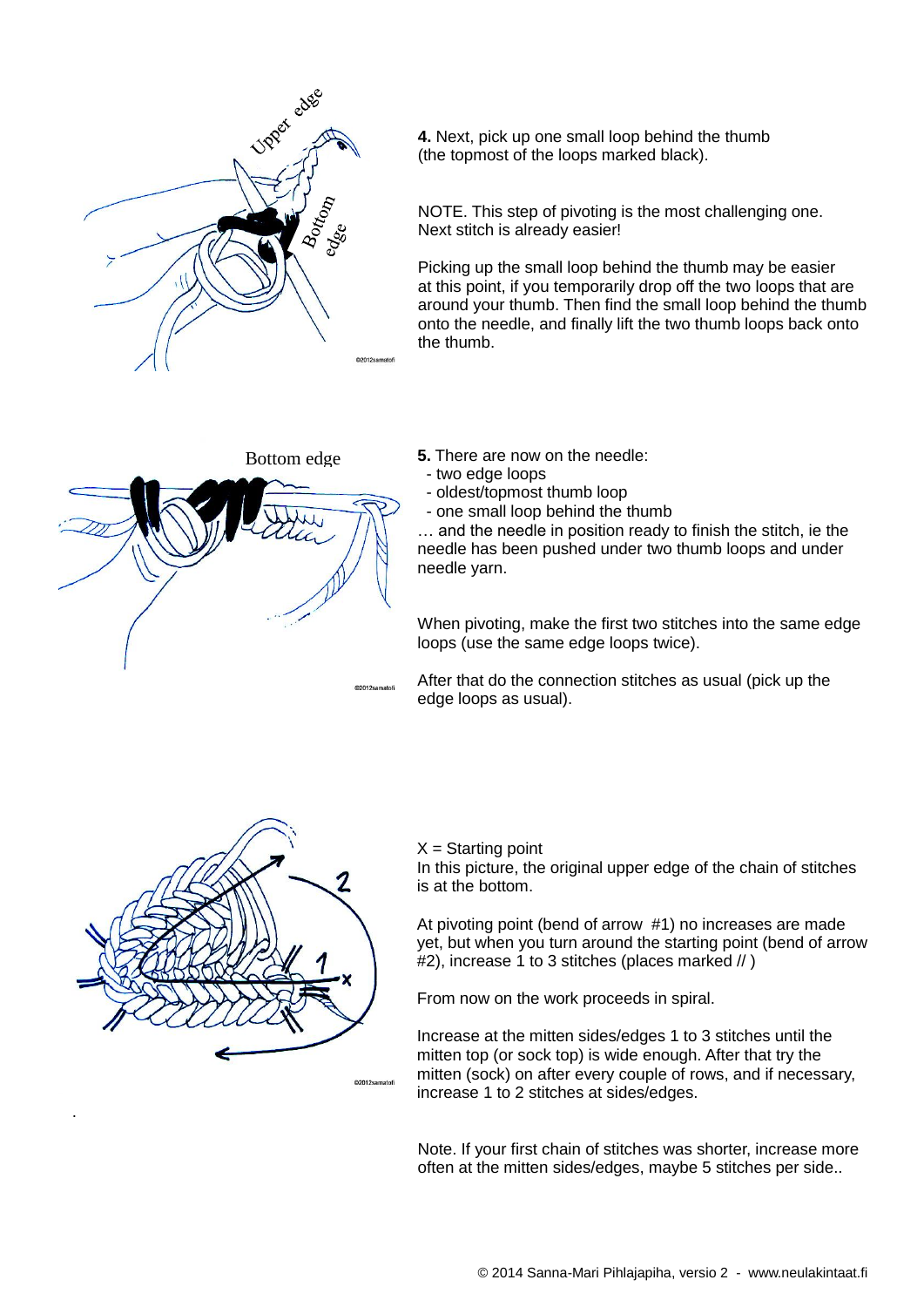Upper edge

Bottom edge

©2012samatofi

**4.** Next, pick up one small loop behind the thumb (the topmost of the loops marked black).

NOTE. This step of pivoting is the most challenging one. Next stitch is already easier!

Picking up the small loop behind the thumb may be easier at this point, if you temporarily drop off the two loops that are around your thumb. Then find the small loop behind the thumb onto the needle, and finally lift the two thumb loops back onto the thumb.

Bottom edge

©2012samatofi

**5.** There are now on the needle:
- two edge loops
- oldest/topmost thumb loop
- one small loop behind the thumb

… and the needle in position ready to finish the stitch, ie the needle has been pushed under two thumb loops and under needle yarn.

When pivoting, make the first two stitches into the same edge loops (use the same edge loops twice).

After that do the connection stitches as usual (pick up the edge loops as usual).

2

1

x

©2012samatofi

X = Starting point
In this picture, the original upper edge of the chain of stitches is at the bottom.

At pivoting point (bend of arrow #1) no increases are made yet, but when you turn around the starting point (bend of arrow #2), increase 1 to 3 stitches (places marked // )

From now on the work proceeds in spiral.

Increase at the mitten sides/edges 1 to 3 stitches until the mitten top (or sock top) is wide enough. After that try the mitten (sock) on after every couple of rows, and if necessary, increase 1 to 2 stitches at sides/edges.

Note. If your first chain of stitches was shorter, increase more often at the mitten sides/edges, maybe 5 stitches per side..

© 2014 Sanna-Mari Pihlajapiha, versio 2 - www.neulakintaat.fi